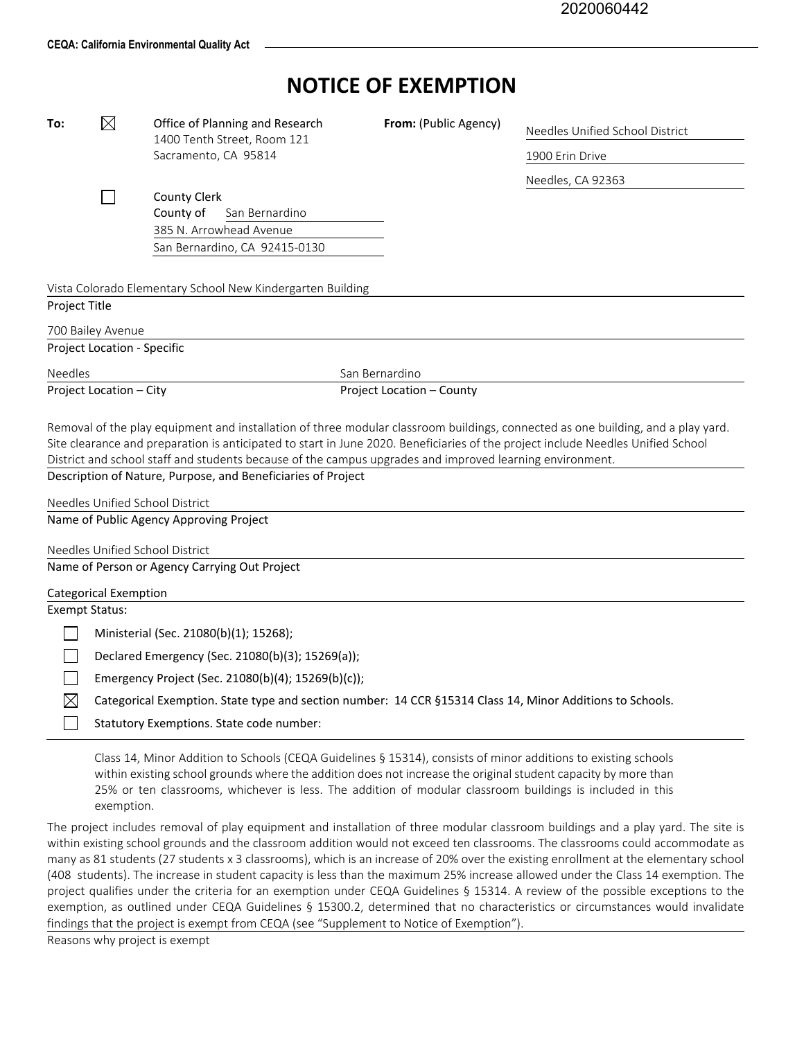2020060442

**CEQA: California Environmental Quality Act**

# NOTICE OF EXEMPTION

**To:** ☒ Office of Planning and Research
1400 Tenth Street, Room 121
Sacramento, CA 95814

☐ County Clerk
County of San Bernardino
385 N. Arrowhead Avenue
San Bernardino, CA 92415-0130

**From:** (Public Agency)
Needles Unified School District
1900 Erin Drive
Needles, CA 92363

Vista Colorado Elementary School New Kindergarten Building
Project Title

700 Bailey Avenue
Project Location - Specific

Needles
Project Location – City

San Bernardino
Project Location – County

Removal of the play equipment and installation of three modular classroom buildings, connected as one building, and a play yard. Site clearance and preparation is anticipated to start in June 2020. Beneficiaries of the project include Needles Unified School District and school staff and students because of the campus upgrades and improved learning environment.
Description of Nature, Purpose, and Beneficiaries of Project

Needles Unified School District
Name of Public Agency Approving Project

Needles Unified School District
Name of Person or Agency Carrying Out Project

Categorical Exemption
Exempt Status:

- ☐ Ministerial (Sec. 21080(b)(1); 15268);
- ☐ Declared Emergency (Sec. 21080(b)(3); 15269(a));
- ☐ Emergency Project (Sec. 21080(b)(4); 15269(b)(c));
- ☒ Categorical Exemption. State type and section number: 14 CCR §15314 Class 14, Minor Additions to Schools.
- ☐ Statutory Exemptions. State code number:

Class 14, Minor Addition to Schools (CEQA Guidelines § 15314), consists of minor additions to existing schools within existing school grounds where the addition does not increase the original student capacity by more than 25% or ten classrooms, whichever is less. The addition of modular classroom buildings is included in this exemption.

The project includes removal of play equipment and installation of three modular classroom buildings and a play yard. The site is within existing school grounds and the classroom addition would not exceed ten classrooms. The classrooms could accommodate as many as 81 students (27 students x 3 classrooms), which is an increase of 20% over the existing enrollment at the elementary school (408 students). The increase in student capacity is less than the maximum 25% increase allowed under the Class 14 exemption. The project qualifies under the criteria for an exemption under CEQA Guidelines § 15314. A review of the possible exceptions to the exemption, as outlined under CEQA Guidelines § 15300.2, determined that no characteristics or circumstances would invalidate findings that the project is exempt from CEQA (see "Supplement to Notice of Exemption").
Reasons why project is exempt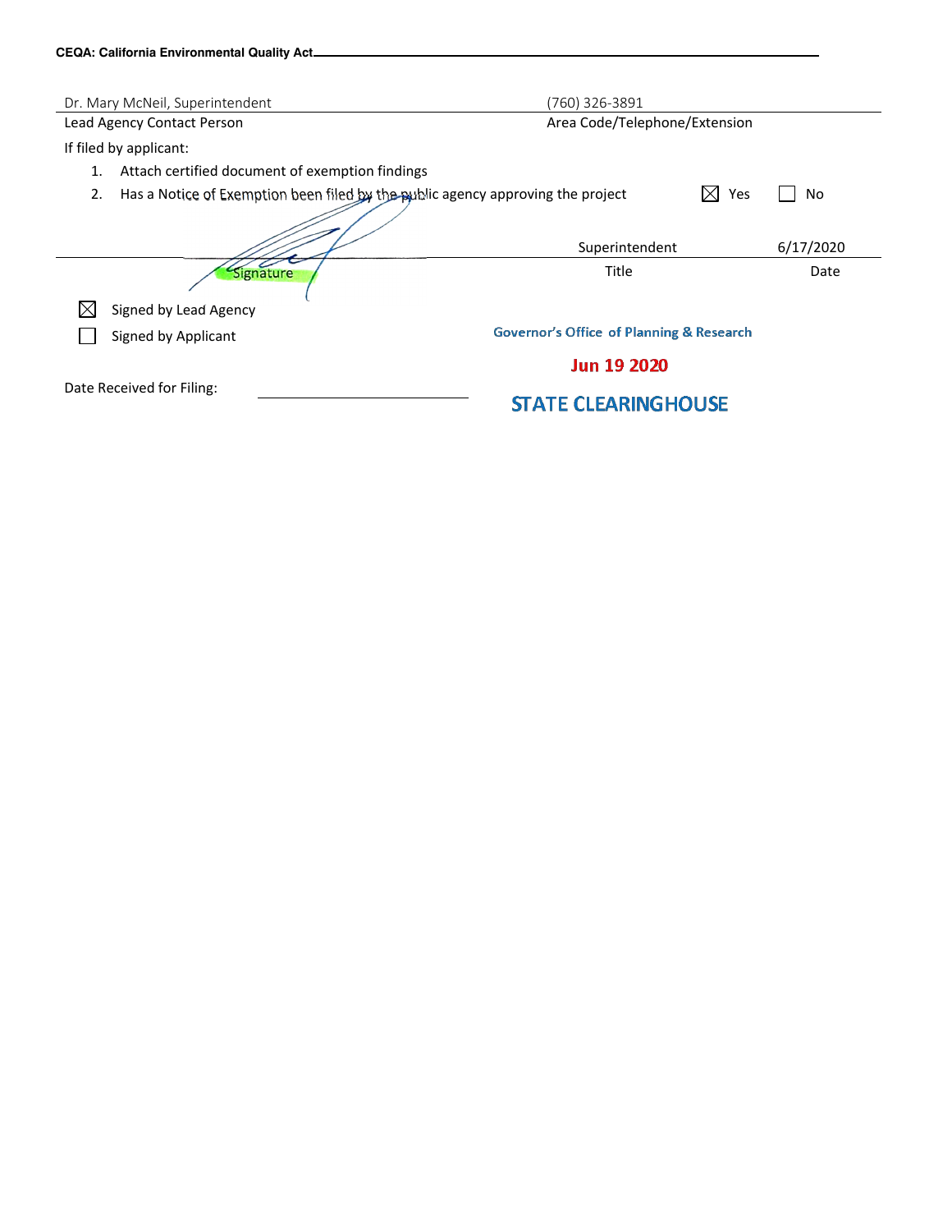**CEQA: California Environmental Quality Act**

| | |
|---|---|
| Dr. Mary McNeil, Superintendent | (760) 326-3891 |
| Lead Agency Contact Person | Area Code/Telephone/Extension |

If filed by applicant:

1. Attach certified document of exemption findings
2. Has a Notice of Exemption been filed by the public agency approving the project ☒ Yes ☐ No

| | | |
|---|---|---|
| | Superintendent | 6/17/2020 |
| Signature | Title | Date |

☒ Signed by Lead Agency

☐ Signed by Applicant

Date Received for Filing: ____________________

Governor's Office of Planning & Research

Jun 19 2020

STATE CLEARINGHOUSE